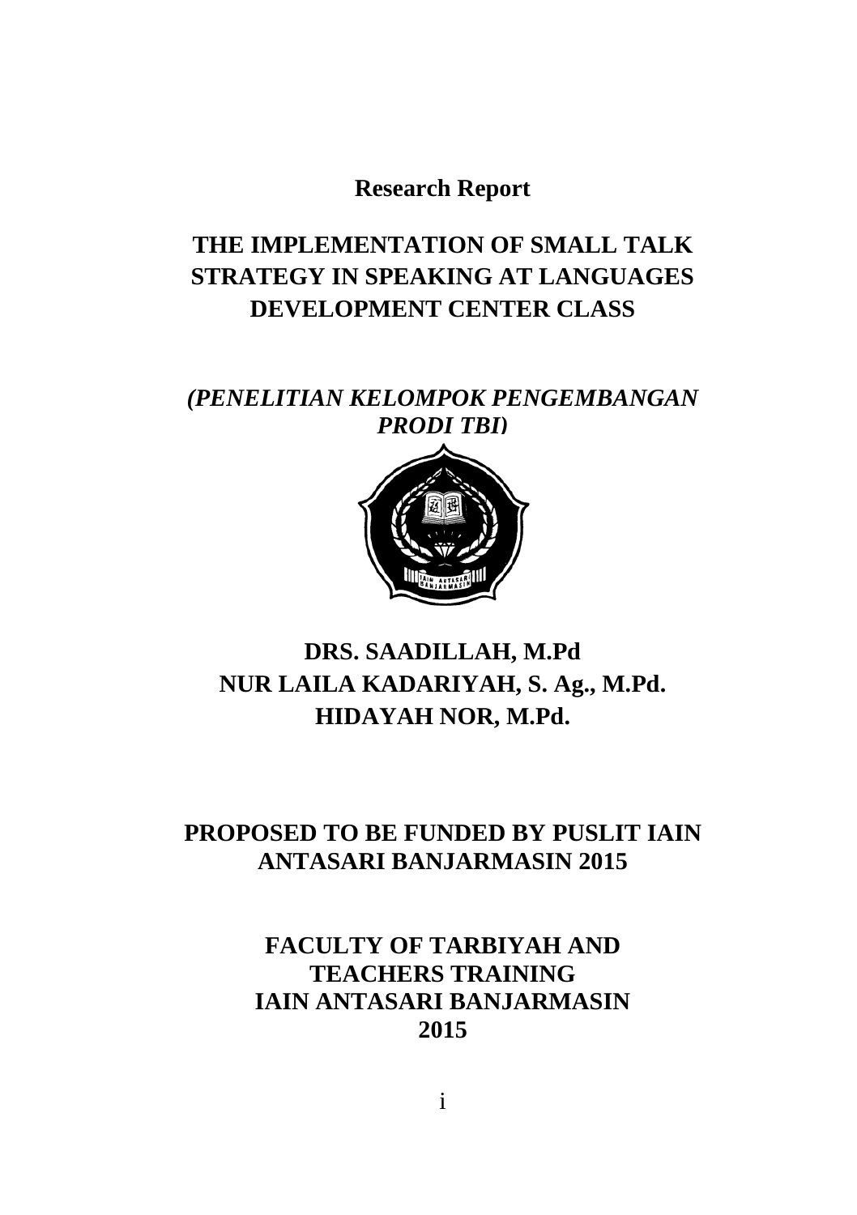**Research Report**

# THE IMPLEMENTATION OF SMALL TALK STRATEGY IN SPEAKING AT LANGUAGES DEVELOPMENT CENTER CLASS

***(PENELITIAN KELOMPOK PENGEMBANGAN PRODI TBI)***

**DRS. SAADILLAH, M.Pd**
**NUR LAILA KADARIYAH, S. Ag., M.Pd.**
**HIDAYAH NOR, M.Pd.**

**PROPOSED TO BE FUNDED BY PUSLIT IAIN ANTASARI BANJARMASIN 2015**

**FACULTY OF TARBIYAH AND TEACHERS TRAINING**
**IAIN ANTASARI BANJARMASIN**
**2015**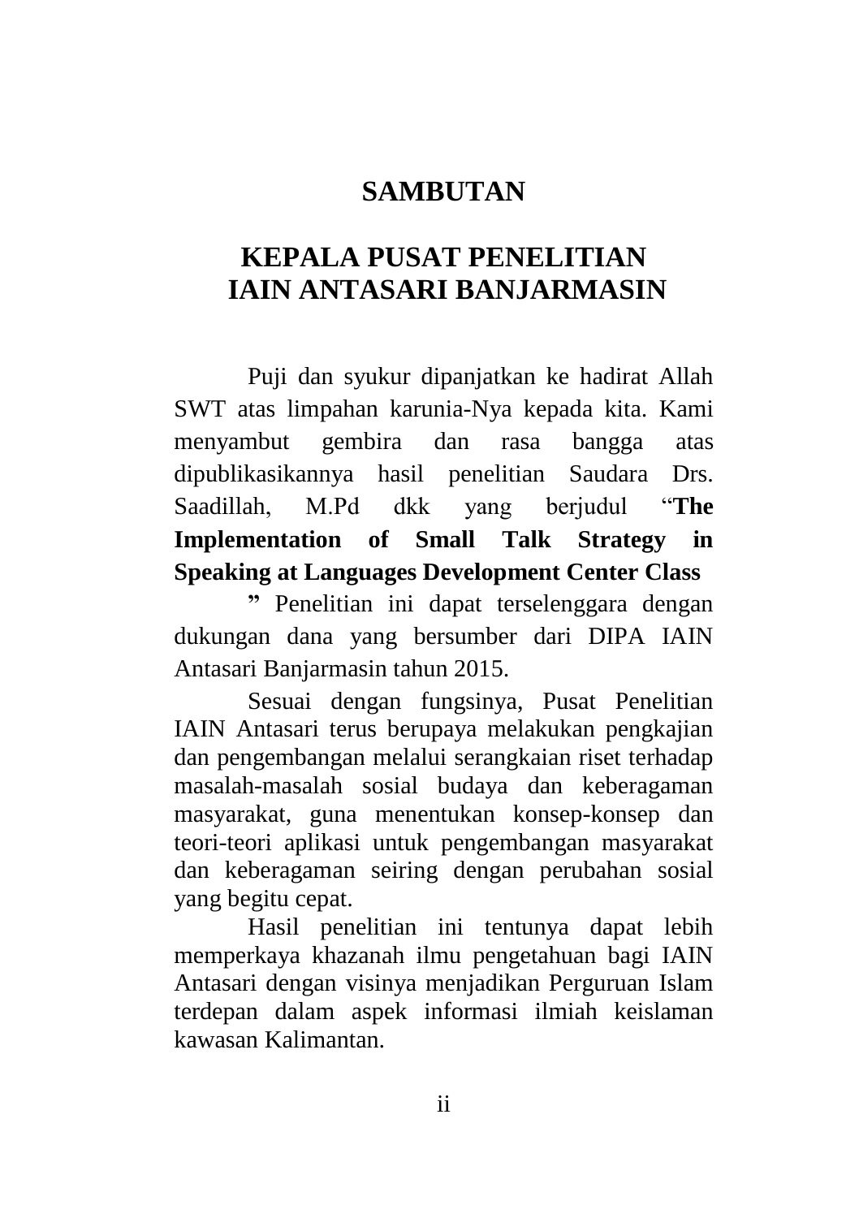# SAMBUTAN

# KEPALA PUSAT PENELITIAN IAIN ANTASARI BANJARMASIN

Puji dan syukur dipanjatkan ke hadirat Allah SWT atas limpahan karunia-Nya kepada kita. Kami menyambut gembira dan rasa bangga atas dipublikasikannya hasil penelitian Saudara Drs. Saadillah, M.Pd dkk yang berjudul "**The Implementation of Small Talk Strategy in Speaking at Languages Development Center Class**

**"** Penelitian ini dapat terselenggara dengan dukungan dana yang bersumber dari DIPA IAIN Antasari Banjarmasin tahun 2015.

Sesuai dengan fungsinya, Pusat Penelitian IAIN Antasari terus berupaya melakukan pengkajian dan pengembangan melalui serangkaian riset terhadap masalah-masalah sosial budaya dan keberagaman masyarakat, guna menentukan konsep-konsep dan teori-teori aplikasi untuk pengembangan masyarakat dan keberagaman seiring dengan perubahan sosial yang begitu cepat.

Hasil penelitian ini tentunya dapat lebih memperkaya khazanah ilmu pengetahuan bagi IAIN Antasari dengan visinya menjadikan Perguruan Islam terdepan dalam aspek informasi ilmiah keislaman kawasan Kalimantan.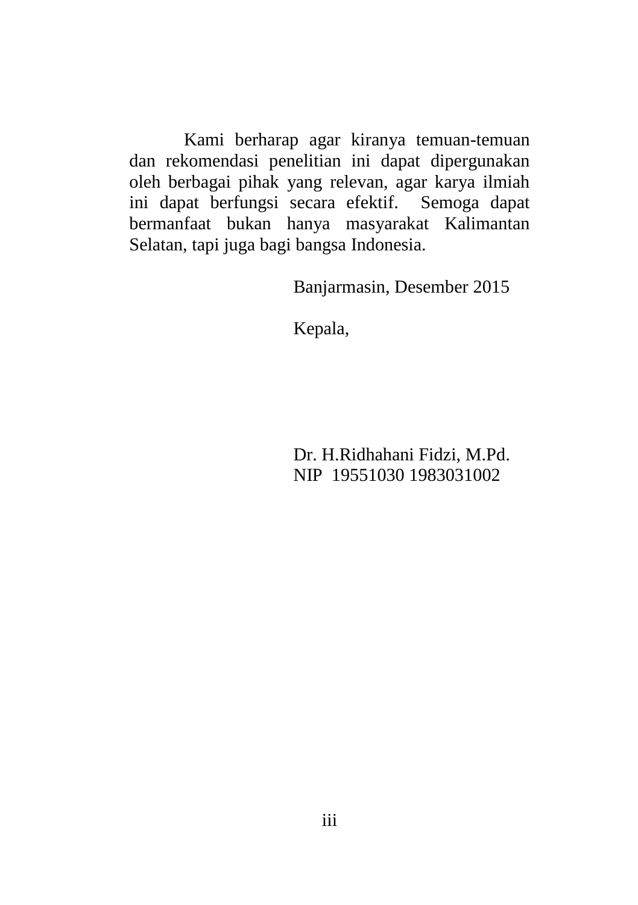Kami berharap agar kiranya temuan-temuan dan rekomendasi penelitian ini dapat dipergunakan oleh berbagai pihak yang relevan, agar karya ilmiah ini dapat berfungsi secara efektif. Semoga dapat bermanfaat bukan hanya masyarakat Kalimantan Selatan, tapi juga bagi bangsa Indonesia.

Banjarmasin, Desember 2015

Kepala,

Dr. H.Ridhahani Fidzi, M.Pd.
NIP 19551030 1983031002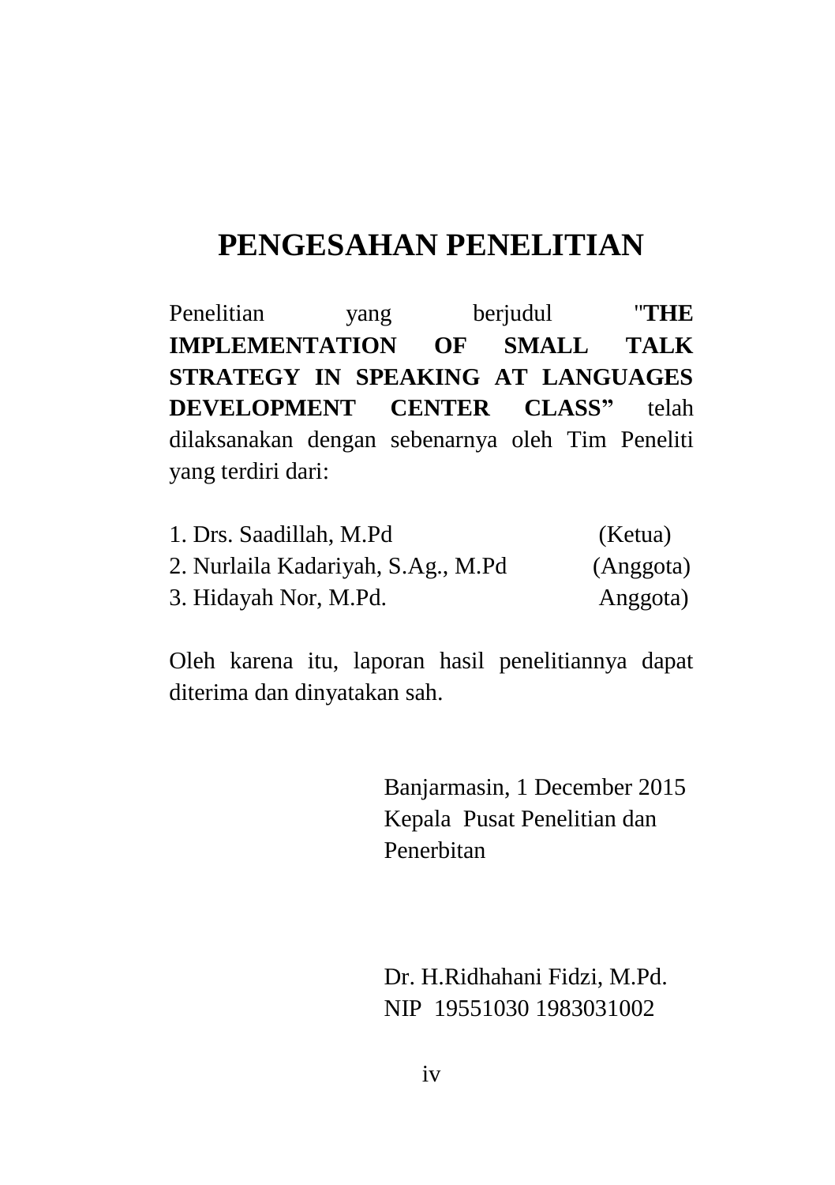# PENGESAHAN PENELITIAN

Penelitian yang berjudul "**THE IMPLEMENTATION OF SMALL TALK STRATEGY IN SPEAKING AT LANGUAGES DEVELOPMENT CENTER CLASS"** telah dilaksanakan dengan sebenarnya oleh Tim Peneliti yang terdiri dari:

1. Drs. Saadillah, M.Pd (Ketua)
2. Nurlaila Kadariyah, S.Ag., M.Pd (Anggota)
3. Hidayah Nor, M.Pd. Anggota)

Oleh karena itu, laporan hasil penelitiannya dapat diterima dan dinyatakan sah.

Banjarmasin, 1 December 2015
Kepala Pusat Penelitian dan Penerbitan

Dr. H.Ridhahani Fidzi, M.Pd.
NIP 19551030 1983031002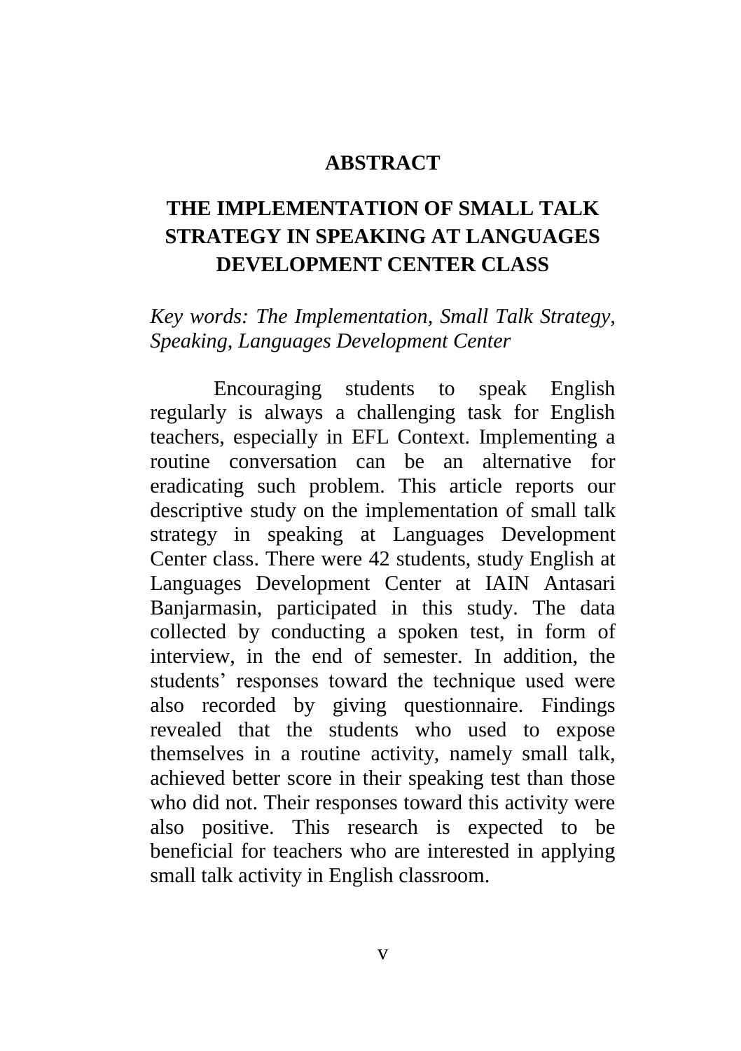## ABSTRACT

## THE IMPLEMENTATION OF SMALL TALK STRATEGY IN SPEAKING AT LANGUAGES DEVELOPMENT CENTER CLASS

*Key words: The Implementation, Small Talk Strategy, Speaking, Languages Development Center*

Encouraging students to speak English regularly is always a challenging task for English teachers, especially in EFL Context. Implementing a routine conversation can be an alternative for eradicating such problem. This article reports our descriptive study on the implementation of small talk strategy in speaking at Languages Development Center class. There were 42 students, study English at Languages Development Center at IAIN Antasari Banjarmasin, participated in this study. The data collected by conducting a spoken test, in form of interview, in the end of semester. In addition, the students' responses toward the technique used were also recorded by giving questionnaire. Findings revealed that the students who used to expose themselves in a routine activity, namely small talk, achieved better score in their speaking test than those who did not. Their responses toward this activity were also positive. This research is expected to be beneficial for teachers who are interested in applying small talk activity in English classroom.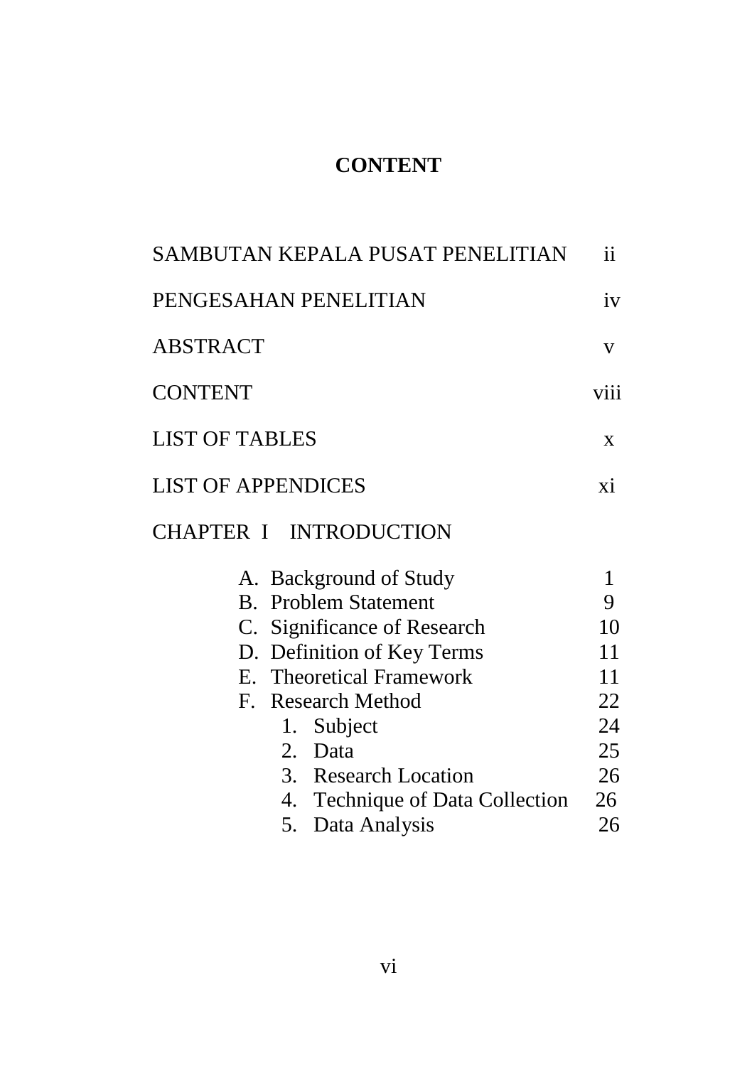# CONTENT

| | |
|---|---|
| SAMBUTAN KEPALA PUSAT PENELITIAN | ii |
| PENGESAHAN PENELITIAN | iv |
| ABSTRACT | v |
| CONTENT | viii |
| LIST OF TABLES | x |
| LIST OF APPENDICES | xi |
| CHAPTER I INTRODUCTION | |
| A. Background of Study | 1 |
| B. Problem Statement | 9 |
| C. Significance of Research | 10 |
| D. Definition of Key Terms | 11 |
| E. Theoretical Framework | 11 |
| F. Research Method | 22 |
| 1. Subject | 24 |
| 2. Data | 25 |
| 3. Research Location | 26 |
| 4. Technique of Data Collection | 26 |
| 5. Data Analysis | 26 |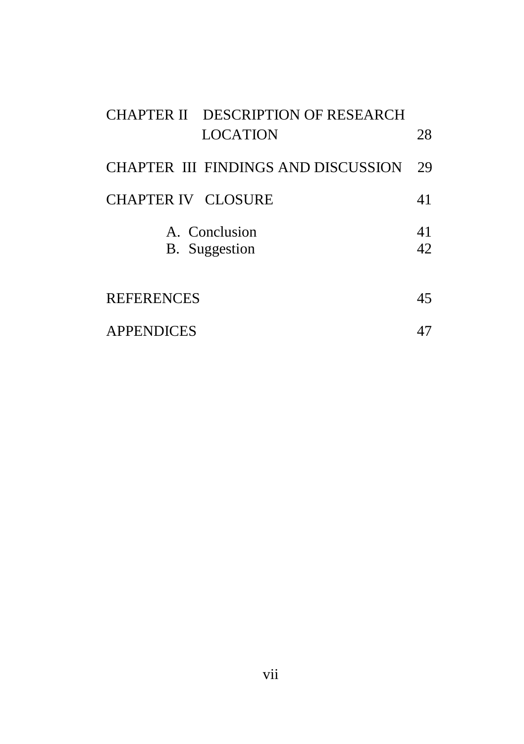| | |
|---|---|
| CHAPTER II DESCRIPTION OF RESEARCH LOCATION | 28 |
| CHAPTER III FINDINGS AND DISCUSSION | 29 |
| CHAPTER IV CLOSURE | 41 |
| A. Conclusion | 41 |
| B. Suggestion | 42 |
| REFERENCES | 45 |
| APPENDICES | 47 |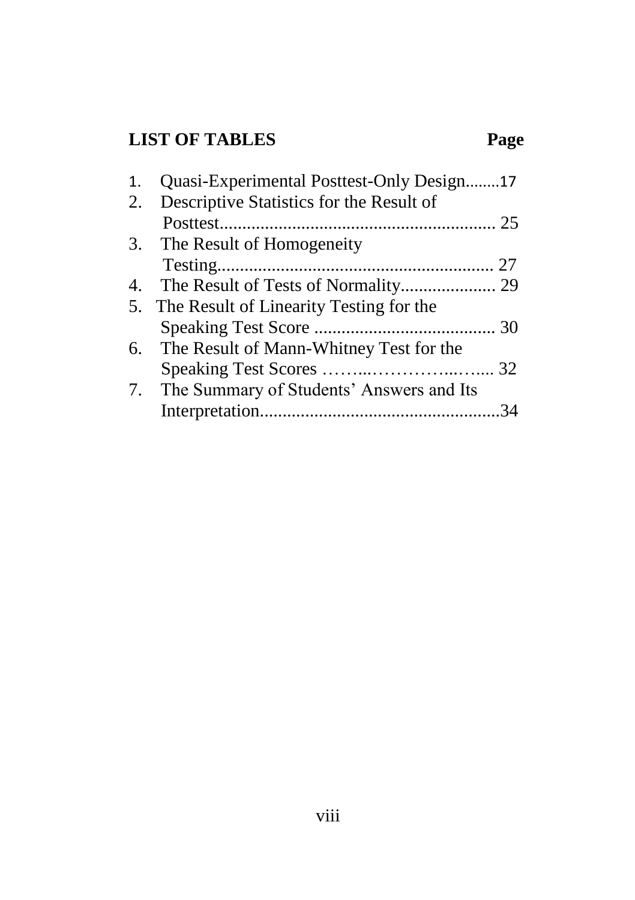## LIST OF TABLES

| No. | Title | Page |
|---|---|---|
| 1. | Quasi-Experimental Posttest-Only Design | 17 |
| 2. | Descriptive Statistics for the Result of Posttest | 25 |
| 3. | The Result of Homogeneity Testing | 27 |
| 4. | The Result of Tests of Normality | 29 |
| 5. | The Result of Linearity Testing for the Speaking Test Score | 30 |
| 6. | The Result of Mann-Whitney Test for the Speaking Test Scores | 32 |
| 7. | The Summary of Students' Answers and Its Interpretation | 34 |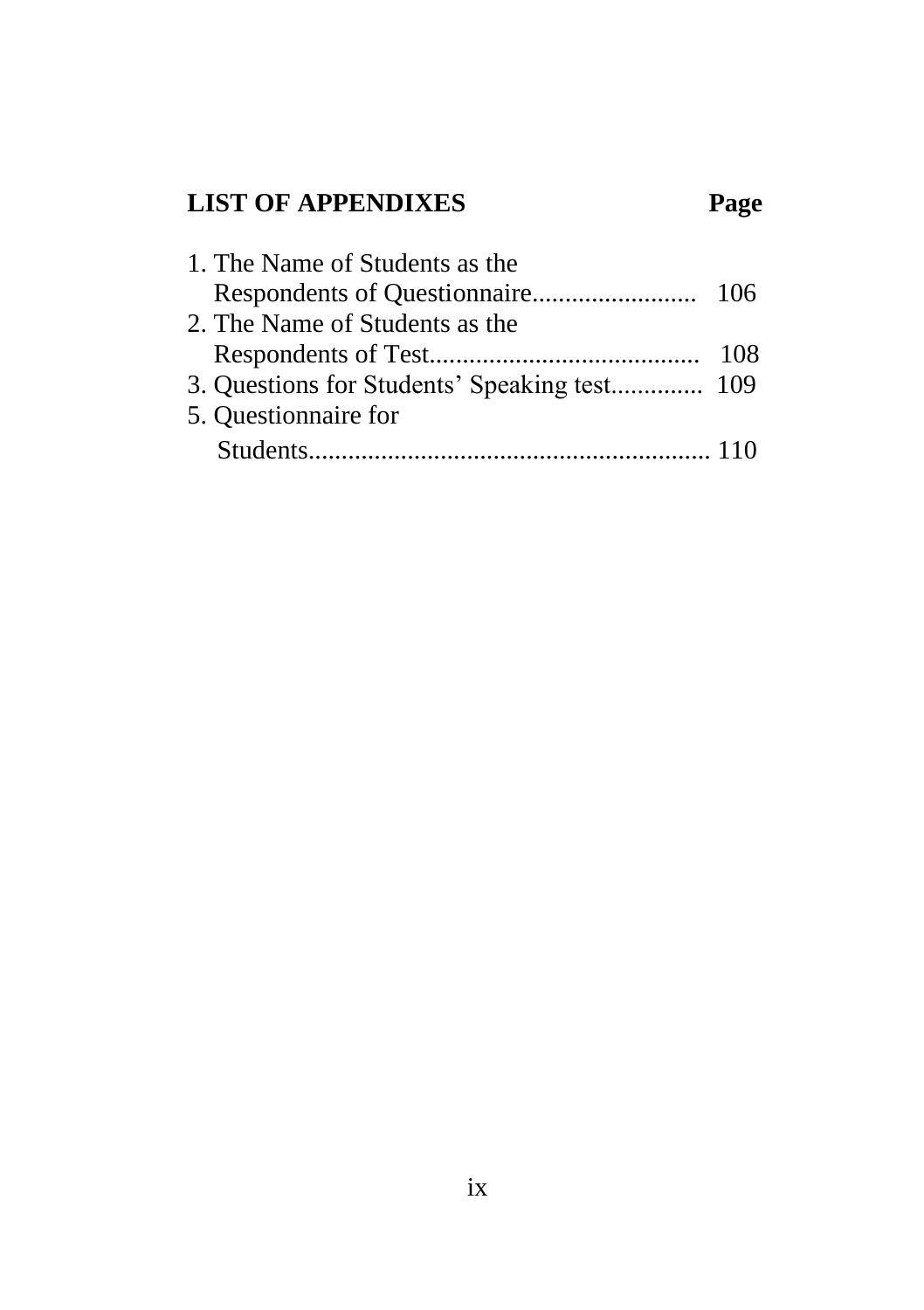## LIST OF APPENDIXES — Page

1. The Name of Students as the Respondents of Questionnaire........................ 106
2. The Name of Students as the Respondents of Test......................................... 108
3. Questions for Students' Speaking test............. 109
5. Questionnaire for Students............................................................. 110